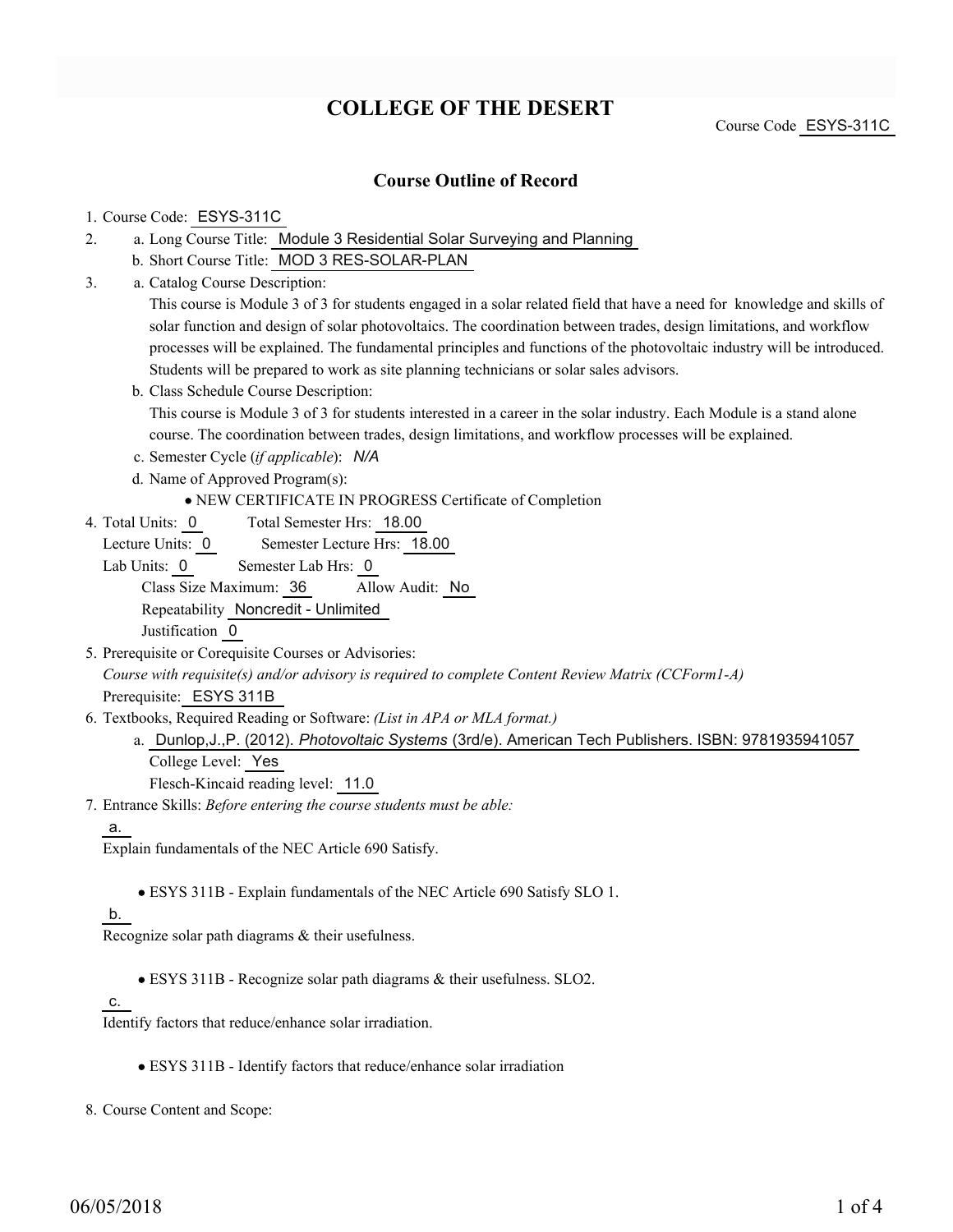# COLLEGE OF THE DESERT

Course Code ESYS-311C

## Course Outline of Record

1. Course Code: ESYS-311C
2. a. Long Course Title: Module 3 Residential Solar Surveying and Planning
   b. Short Course Title: MOD 3 RES-SOLAR-PLAN
3. a. Catalog Course Description:
   This course is Module 3 of 3 for students engaged in a solar related field that have a need for knowledge and skills of solar function and design of solar photovoltaics. The coordination between trades, design limitations, and workflow processes will be explained. The fundamental principles and functions of the photovoltaic industry will be introduced. Students will be prepared to work as site planning technicians or solar sales advisors.
   b. Class Schedule Course Description:
   This course is Module 3 of 3 for students interested in a career in the solar industry. Each Module is a stand alone course. The coordination between trades, design limitations, and workflow processes will be explained.
   c. Semester Cycle (*if applicable*): *N/A*
   d. Name of Approved Program(s):
      - NEW CERTIFICATE IN PROGRESS Certificate of Completion
4. Total Units: 0 Total Semester Hrs: 18.00
   Lecture Units: 0 Semester Lecture Hrs: 18.00
   Lab Units: 0 Semester Lab Hrs: 0
   Class Size Maximum: 36 Allow Audit: No
   Repeatability Noncredit - Unlimited
   Justification 0
5. Prerequisite or Corequisite Courses or Advisories:
   *Course with requisite(s) and/or advisory is required to complete Content Review Matrix (CCForm1-A)*
   Prerequisite: ESYS 311B
6. Textbooks, Required Reading or Software: *(List in APA or MLA format.)*
   a. Dunlop,J.,P. (2012). *Photovoltaic Systems* (3rd/e). American Tech Publishers. ISBN: 9781935941057
      College Level: Yes
      Flesch-Kincaid reading level: 11.0
7. Entrance Skills: *Before entering the course students must be able:*

   a.
   Explain fundamentals of the NEC Article 690 Satisfy.

   - ESYS 311B - Explain fundamentals of the NEC Article 690 Satisfy SLO 1.

   b.
   Recognize solar path diagrams & their usefulness.

   - ESYS 311B - Recognize solar path diagrams & their usefulness. SLO2.

   c.
   Identify factors that reduce/enhance solar irradiation.

   - ESYS 311B - Identify factors that reduce/enhance solar irradiation

8. Course Content and Scope: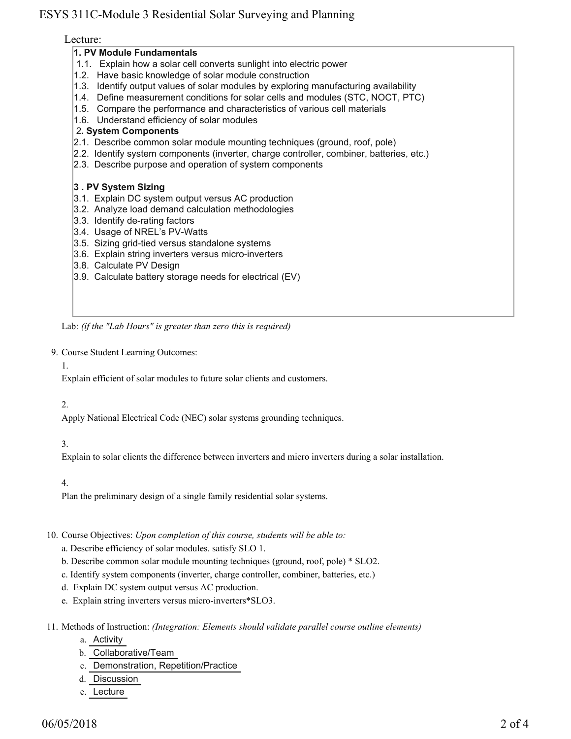Lecture:

**1. PV Module Fundamentals**

1.1. Explain how a solar cell converts sunlight into electric power
1.2. Have basic knowledge of solar module construction
1.3. Identify output values of solar modules by exploring manufacturing availability
1.4. Define measurement conditions for solar cells and modules (STC, NOCT, PTC)
1.5. Compare the performance and characteristics of various cell materials
1.6. Understand efficiency of solar modules

**2. System Components**

2.1. Describe common solar module mounting techniques (ground, roof, pole)
2.2. Identify system components (inverter, charge controller, combiner, batteries, etc.)
2.3. Describe purpose and operation of system components

**3 . PV System Sizing**

3.1. Explain DC system output versus AC production
3.2. Analyze load demand calculation methodologies
3.3. Identify de-rating factors
3.4. Usage of NREL's PV-Watts
3.5. Sizing grid-tied versus standalone systems
3.6. Explain string inverters versus micro-inverters
3.8. Calculate PV Design
3.9. Calculate battery storage needs for electrical (EV)

Lab: *(if the "Lab Hours" is greater than zero this is required)*

9. Course Student Learning Outcomes:

   1.
   Explain efficient of solar modules to future solar clients and customers.

   2.
   Apply National Electrical Code (NEC) solar systems grounding techniques.

   3.
   Explain to solar clients the difference between inverters and micro inverters during a solar installation.

   4.
   Plan the preliminary design of a single family residential solar systems.

10. Course Objectives: *Upon completion of this course, students will be able to:*

    a. Describe efficiency of solar modules. satisfy SLO 1.
    b. Describe common solar module mounting techniques (ground, roof, pole) * SLO2.
    c. Identify system components (inverter, charge controller, combiner, batteries, etc.)
    d. Explain DC system output versus AC production.
    e. Explain string inverters versus micro-inverters*SLO3.

11. Methods of Instruction: *(Integration: Elements should validate parallel course outline elements)*

    a. Activity
    b. Collaborative/Team
    c. Demonstration, Repetition/Practice
    d. Discussion
    e. Lecture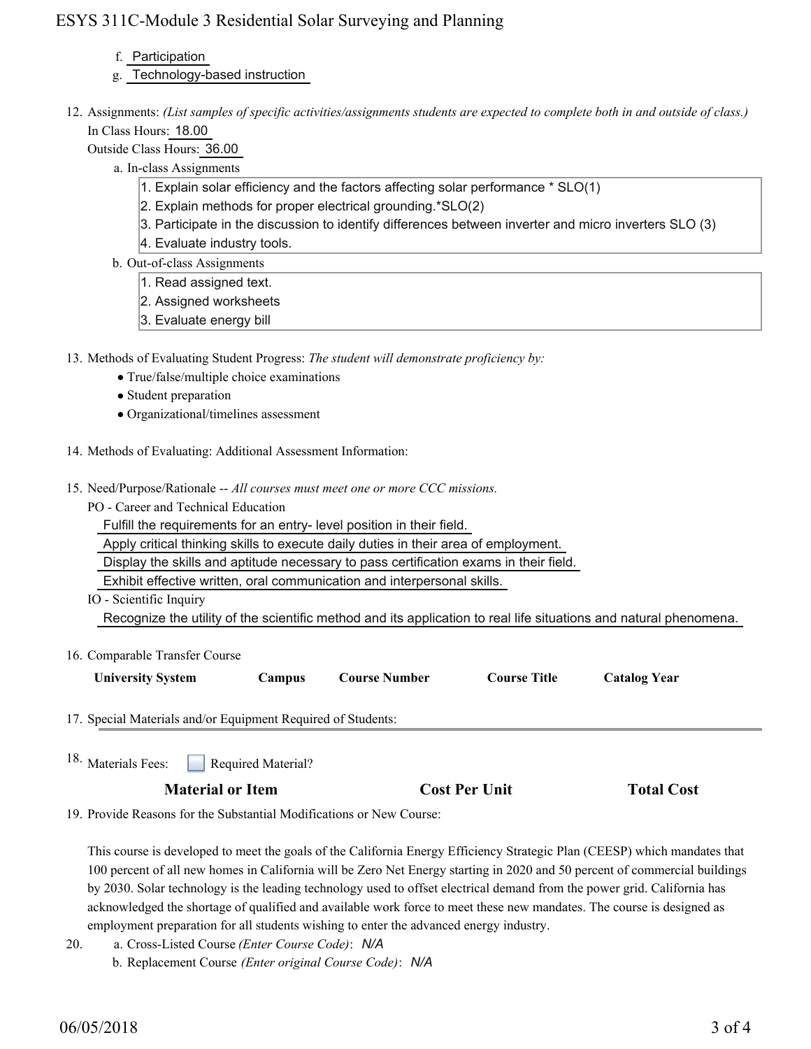f. Participation
g. Technology-based instruction

12. Assignments: *(List samples of specific activities/assignments students are expected to complete both in and outside of class.)*
    In Class Hours: 18.00
    Outside Class Hours: 36.00
    a. In-class Assignments
        1. Explain solar efficiency and the factors affecting solar performance * SLO(1)
        2. Explain methods for proper electrical grounding.*SLO(2)
        3. Participate in the discussion to identify differences between inverter and micro inverters SLO (3)
        4. Evaluate industry tools.
    b. Out-of-class Assignments
        1. Read assigned text.
        2. Assigned worksheets
        3. Evaluate energy bill

13. Methods of Evaluating Student Progress: *The student will demonstrate proficiency by:*
    - True/false/multiple choice examinations
    - Student preparation
    - Organizational/timelines assessment

14. Methods of Evaluating: Additional Assessment Information:

15. Need/Purpose/Rationale -- *All courses must meet one or more CCC missions.*
    PO - Career and Technical Education
    Fulfill the requirements for an entry- level position in their field.
    Apply critical thinking skills to execute daily duties in their area of employment.
    Display the skills and aptitude necessary to pass certification exams in their field.
    Exhibit effective written, oral communication and interpersonal skills.
    IO - Scientific Inquiry
    Recognize the utility of the scientific method and its application to real life situations and natural phenomena.

16. Comparable Transfer Course

| University System | Campus | Course Number | Course Title | Catalog Year |
|---|---|---|---|---|

17. Special Materials and/or Equipment Required of Students:

18. Materials Fees: ☐ Required Material?

| Material or Item | Cost Per Unit | Total Cost |
|---|---|---|

19. Provide Reasons for the Substantial Modifications or New Course:

    This course is developed to meet the goals of the California Energy Efficiency Strategic Plan (CEESP) which mandates that 100 percent of all new homes in California will be Zero Net Energy starting in 2020 and 50 percent of commercial buildings by 2030. Solar technology is the leading technology used to offset electrical demand from the power grid. California has acknowledged the shortage of qualified and available work force to meet these new mandates. The course is designed as employment preparation for all students wishing to enter the advanced energy industry.

20. a. Cross-Listed Course *(Enter Course Code)*: *N/A*
    b. Replacement Course *(Enter original Course Code)*: *N/A*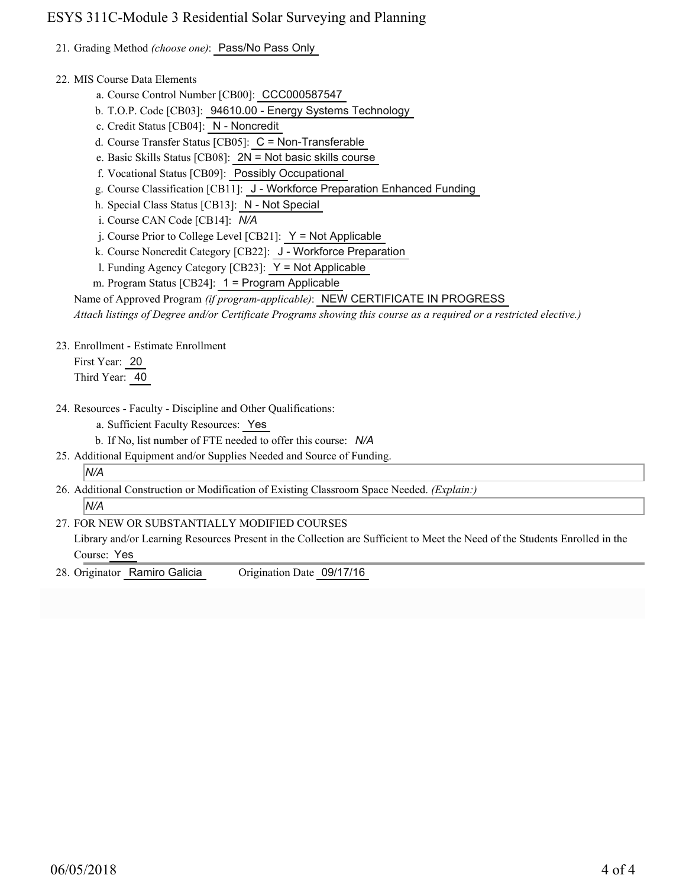21. Grading Method *(choose one)*: Pass/No Pass Only

22. MIS Course Data Elements
    a. Course Control Number [CB00]: CCC000587547
    b. T.O.P. Code [CB03]: 94610.00 - Energy Systems Technology
    c. Credit Status [CB04]: N - Noncredit
    d. Course Transfer Status [CB05]: C = Non-Transferable
    e. Basic Skills Status [CB08]: 2N = Not basic skills course
    f. Vocational Status [CB09]: Possibly Occupational
    g. Course Classification [CB11]: J - Workforce Preparation Enhanced Funding
    h. Special Class Status [CB13]: N - Not Special
    i. Course CAN Code [CB14]: *N/A*
    j. Course Prior to College Level [CB21]: Y = Not Applicable
    k. Course Noncredit Category [CB22]: J - Workforce Preparation
    l. Funding Agency Category [CB23]: Y = Not Applicable
    m. Program Status [CB24]: 1 = Program Applicable

    Name of Approved Program *(if program-applicable)*: NEW CERTIFICATE IN PROGRESS

    *Attach listings of Degree and/or Certificate Programs showing this course as a required or a restricted elective.)*

23. Enrollment - Estimate Enrollment

    First Year: 20

    Third Year: 40

24. Resources - Faculty - Discipline and Other Qualifications:
    a. Sufficient Faculty Resources: Yes
    b. If No, list number of FTE needed to offer this course: *N/A*

25. Additional Equipment and/or Supplies Needed and Source of Funding.

    *N/A*

26. Additional Construction or Modification of Existing Classroom Space Needed. *(Explain:)*

    *N/A*

27. FOR NEW OR SUBSTANTIALLY MODIFIED COURSES

    Library and/or Learning Resources Present in the Collection are Sufficient to Meet the Need of the Students Enrolled in the Course: Yes

28. Originator Ramiro Galicia Origination Date 09/17/16